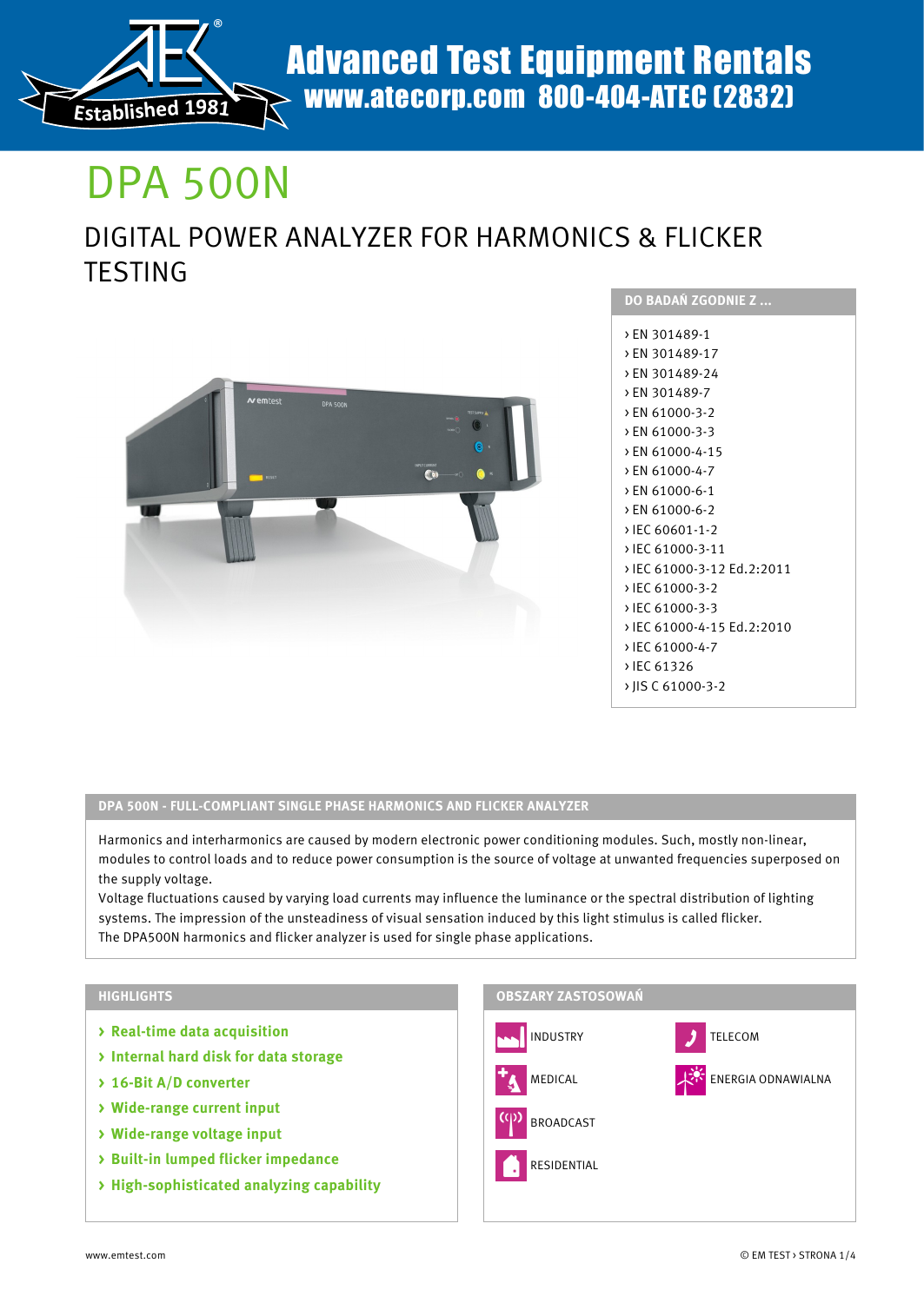Advanced Test Equipment Rentals
www.atecorp.com 800-404-ATEC (2832)

Established 1981

# DPA 500N

## DIGITAL POWER ANALYZER FOR HARMONICS & FLICKER TESTING

### DO BADAŃ ZGODNIE Z ...

- EN 301489-1
- EN 301489-17
- EN 301489-24
- EN 301489-7
- EN 61000-3-2
- EN 61000-3-3
- EN 61000-4-15
- EN 61000-4-7
- EN 61000-6-1
- EN 61000-6-2
- IEC 60601-1-2
- IEC 61000-3-11
- IEC 61000-3-12 Ed.2:2011
- IEC 61000-3-2
- IEC 61000-3-3
- IEC 61000-4-15 Ed.2:2010
- IEC 61000-4-7
- IEC 61326
- JIS C 61000-3-2

### DPA 500N - FULL-COMPLIANT SINGLE PHASE HARMONICS AND FLICKER ANALYZER

Harmonics and interharmonics are caused by modern electronic power conditioning modules. Such, mostly non-linear, modules to control loads and to reduce power consumption is the source of voltage at unwanted frequencies superposed on the supply voltage.
Voltage fluctuations caused by varying load currents may influence the luminance or the spectral distribution of lighting systems. The impression of the unsteadiness of visual sensation induced by this light stimulus is called flicker.
The DPA500N harmonics and flicker analyzer is used for single phase applications.

### HIGHLIGHTS

- **Real-time data acquisition**
- **Internal hard disk for data storage**
- **16-Bit A/D converter**
- **Wide-range current input**
- **Wide-range voltage input**
- **Built-in lumped flicker impedance**
- **High-sophisticated analyzing capability**

### OBSZARY ZASTOSOWAŃ

- INDUSTRY
- TELECOM
- MEDICAL
- ENERGIA ODNAWIALNA
- BROADCAST
- RESIDENTIAL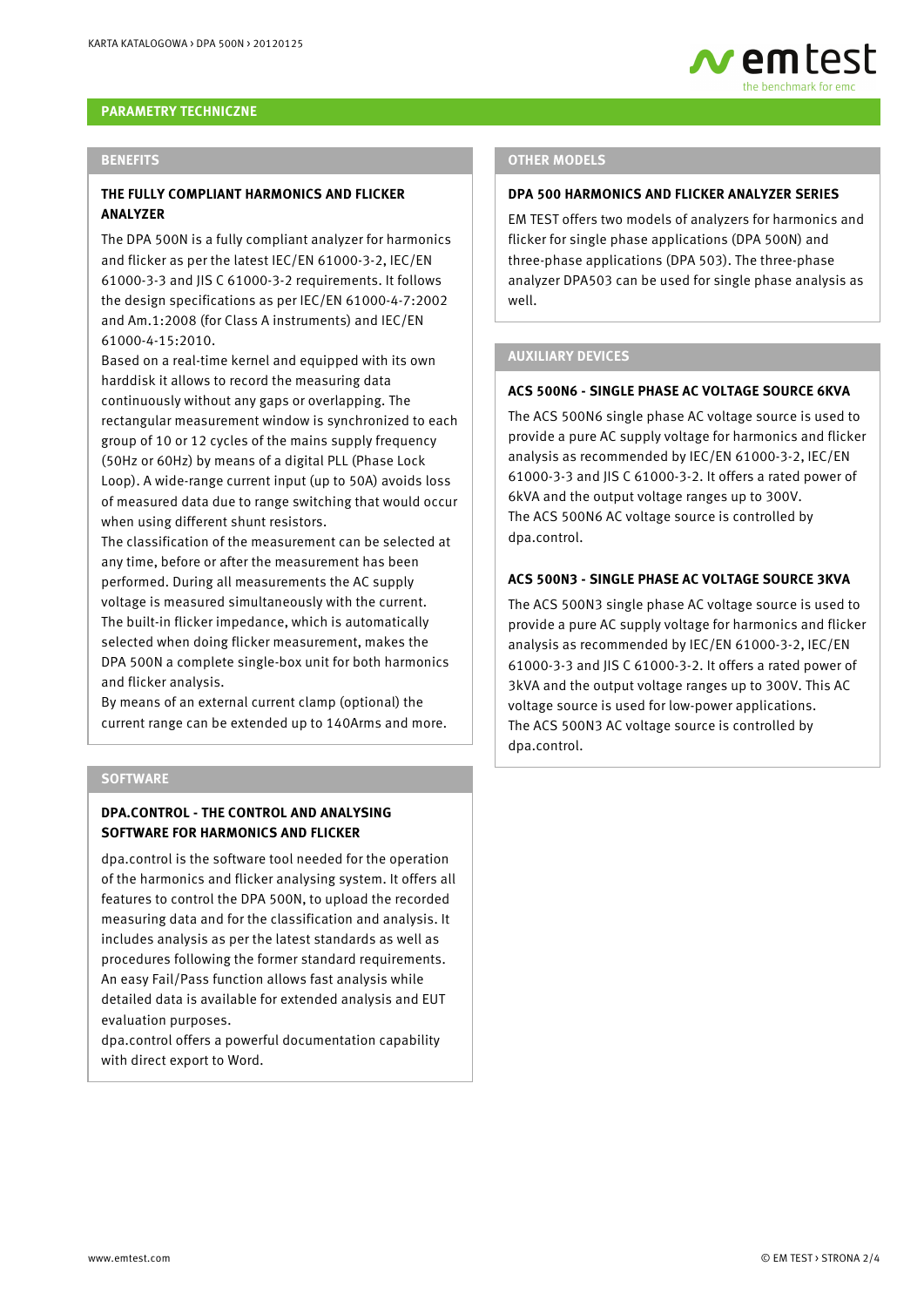## PARAMETRY TECHNICZNE

### BENEFITS

**THE FULLY COMPLIANT HARMONICS AND FLICKER ANALYZER**

The DPA 500N is a fully compliant analyzer for harmonics and flicker as per the latest IEC/EN 61000-3-2, IEC/EN 61000-3-3 and JIS C 61000-3-2 requirements. It follows the design specifications as per IEC/EN 61000-4-7:2002 and Am.1:2008 (for Class A instruments) and IEC/EN 61000-4-15:2010.

Based on a real-time kernel and equipped with its own harddisk it allows to record the measuring data continuously without any gaps or overlapping. The rectangular measurement window is synchronized to each group of 10 or 12 cycles of the mains supply frequency (50Hz or 60Hz) by means of a digital PLL (Phase Lock Loop). A wide-range current input (up to 50A) avoids loss of measured data due to range switching that would occur when using different shunt resistors.

The classification of the measurement can be selected at any time, before or after the measurement has been performed. During all measurements the AC supply voltage is measured simultaneously with the current.

The built-in flicker impedance, which is automatically selected when doing flicker measurement, makes the DPA 500N a complete single-box unit for both harmonics and flicker analysis.

By means of an external current clamp (optional) the current range can be extended up to 140Arms and more.

### SOFTWARE

**DPA.CONTROL - THE CONTROL AND ANALYSING SOFTWARE FOR HARMONICS AND FLICKER**

dpa.control is the software tool needed for the operation of the harmonics and flicker analysing system. It offers all features to control the DPA 500N, to upload the recorded measuring data and for the classification and analysis. It includes analysis as per the latest standards as well as procedures following the former standard requirements. An easy Fail/Pass function allows fast analysis while detailed data is available for extended analysis and EUT evaluation purposes.

dpa.control offers a powerful documentation capability with direct export to Word.

### OTHER MODELS

**DPA 500 HARMONICS AND FLICKER ANALYZER SERIES**

EM TEST offers two models of analyzers for harmonics and flicker for single phase applications (DPA 500N) and three-phase applications (DPA 503). The three-phase analyzer DPA503 can be used for single phase analysis as well.

### AUXILIARY DEVICES

**ACS 500N6 - SINGLE PHASE AC VOLTAGE SOURCE 6KVA**

The ACS 500N6 single phase AC voltage source is used to provide a pure AC supply voltage for harmonics and flicker analysis as recommended by IEC/EN 61000-3-2, IEC/EN 61000-3-3 and JIS C 61000-3-2. It offers a rated power of 6kVA and the output voltage ranges up to 300V.

The ACS 500N6 AC voltage source is controlled by dpa.control.

**ACS 500N3 - SINGLE PHASE AC VOLTAGE SOURCE 3KVA**

The ACS 500N3 single phase AC voltage source is used to provide a pure AC supply voltage for harmonics and flicker analysis as recommended by IEC/EN 61000-3-2, IEC/EN 61000-3-3 and JIS C 61000-3-2. It offers a rated power of 3kVA and the output voltage ranges up to 300V. This AC voltage source is used for low-power applications.

The ACS 500N3 AC voltage source is controlled by dpa.control.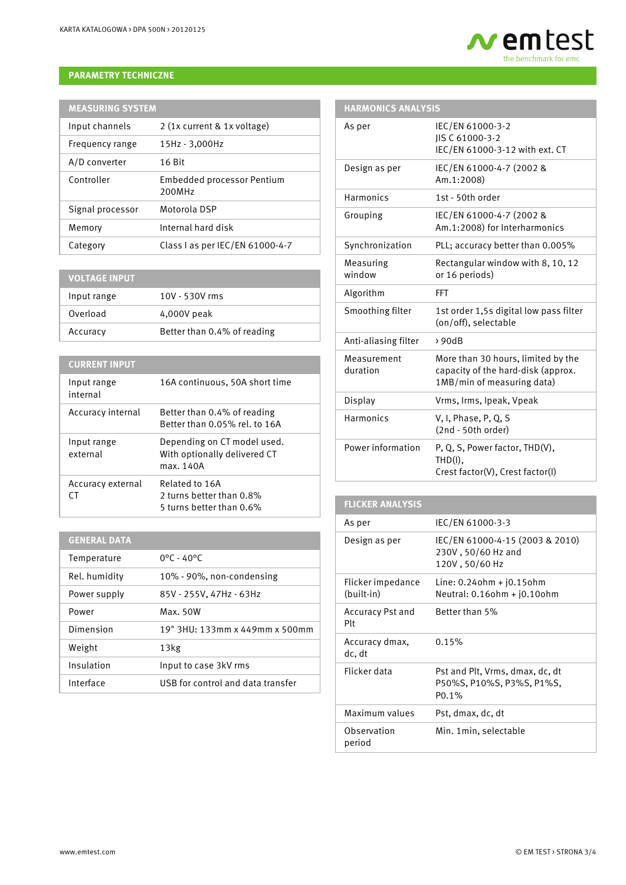## PARAMETRY TECHNICZNE

| MEASURING SYSTEM | |
|---|---|
| Input channels | 2 (1x current & 1x voltage) |
| Frequency range | 15Hz - 3,000Hz |
| A/D converter | 16 Bit |
| Controller | Embedded processor Pentium 200MHz |
| Signal processor | Motorola DSP |
| Memory | Internal hard disk |
| Category | Class I as per IEC/EN 61000-4-7 |

| VOLTAGE INPUT | |
|---|---|
| Input range | 10V - 530V rms |
| Overload | 4,000V peak |
| Accuracy | Better than 0.4% of reading |

| CURRENT INPUT | |
|---|---|
| Input range internal | 16A continuous, 50A short time |
| Accuracy internal | Better than 0.4% of reading<br>Better than 0.05% rel. to 16A |
| Input range external | Depending on CT model used. With optionally delivered CT max. 140A |
| Accuracy external CT | Related to 16A<br>2 turns better than 0.8%<br>5 turns better than 0.6% |

| GENERAL DATA | |
|---|---|
| Temperature | 0°C - 40°C |
| Rel. humidity | 10% - 90%, non-condensing |
| Power supply | 85V - 255V, 47Hz - 63Hz |
| Power | Max. 50W |
| Dimension | 19" 3HU: 133mm x 449mm x 500mm |
| Weight | 13kg |
| Insulation | Input to case 3kV rms |
| Interface | USB for control and data transfer |

| HARMONICS ANALYSIS | |
|---|---|
| As per | IEC/EN 61000-3-2<br>JIS C 61000-3-2<br>IEC/EN 61000-3-12 with ext. CT |
| Design as per | IEC/EN 61000-4-7 (2002 & Am.1:2008) |
| Harmonics | 1st - 50th order |
| Grouping | IEC/EN 61000-4-7 (2002 & Am.1:2008) for Interharmonics |
| Synchronization | PLL; accuracy better than 0.005% |
| Measuring window | Rectangular window with 8, 10, 12 or 16 periods) |
| Algorithm | FFT |
| Smoothing filter | 1st order 1,5s digital low pass filter (on/off), selectable |
| Anti-aliasing filter | › 90dB |
| Measurement duration | More than 30 hours, limited by the capacity of the hard-disk (approx. 1MB/min of measuring data) |
| Display | Vrms, Irms, Ipeak, Vpeak |
| Harmonics | V, I, Phase, P, Q, S<br>(2nd - 50th order) |
| Power information | P, Q, S, Power factor, THD(V), THD(I),<br>Crest factor(V), Crest factor(I) |

| FLICKER ANALYSIS | |
|---|---|
| As per | IEC/EN 61000-3-3 |
| Design as per | IEC/EN 61000-4-15 (2003 & 2010)<br>230V , 50/60 Hz and<br>120V , 50/60 Hz |
| Flicker impedance (built-in) | Line: 0.24ohm + j0.15ohm<br>Neutral: 0.16ohm + j0.10ohm |
| Accuracy Pst and Plt | Better than 5% |
| Accuracy dmax, dc, dt | 0.15% |
| Flicker data | Pst and Plt, Vrms, dmax, dc, dt<br>P50%S, P10%S, P3%S, P1%S, P0.1% |
| Maximum values | Pst, dmax, dc, dt |
| Observation period | Min. 1min, selectable |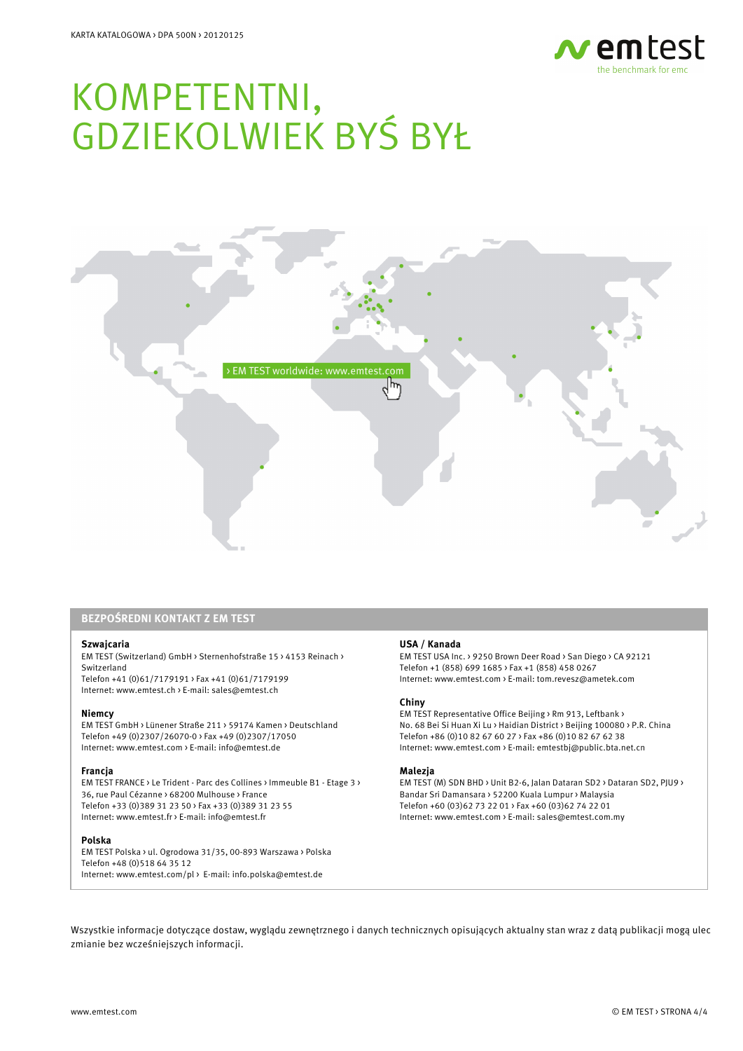# KOMPETENTNI, GDZIEKOLWIEK BYŚ BYŁ

› EM TEST worldwide: www.emtest.com

## BEZPOŚREDNI KONTAKT Z EM TEST

**Szwajcaria**
EM TEST (Switzerland) GmbH › Sternenhofstraße 15 › 4153 Reinach › Switzerland
Telefon +41 (0)61/7179191 › Fax +41 (0)61/7179199
Internet: www.emtest.ch › E-mail: sales@emtest.ch

**Niemcy**
EM TEST GmbH › Lünener Straße 211 › 59174 Kamen › Deutschland
Telefon +49 (0)2307/26070-0 › Fax +49 (0)2307/17050
Internet: www.emtest.com › E-mail: info@emtest.de

**Francja**
EM TEST FRANCE › Le Trident - Parc des Collines › Immeuble B1 - Etage 3 › 36, rue Paul Cézanne › 68200 Mulhouse › France
Telefon +33 (0)389 31 23 50 › Fax +33 (0)389 31 23 55
Internet: www.emtest.fr › E-mail: info@emtest.fr

**Polska**
EM TEST Polska › ul. Ogrodowa 31/35, 00-893 Warszawa › Polska
Telefon +48 (0)518 64 35 12
Internet: www.emtest.com/pl › E-mail: info.polska@emtest.de

**USA / Kanada**
EM TEST USA Inc. › 9250 Brown Deer Road › San Diego › CA 92121
Telefon +1 (858) 699 1685 › Fax +1 (858) 458 0267
Internet: www.emtest.com › E-mail: tom.revesz@ametek.com

**Chiny**
EM TEST Representative Office Beijing › Rm 913, Leftbank › No. 68 Bei Si Huan Xi Lu › Haidian District › Beijing 100080 › P.R. China
Telefon +86 (0)10 82 67 60 27 › Fax +86 (0)10 82 67 62 38
Internet: www.emtest.com › E-mail: emtestbj@public.bta.net.cn

**Malezja**
EM TEST (M) SDN BHD › Unit B2-6, Jalan Dataran SD2 › Dataran SD2, PJU9 › Bandar Sri Damansara › 52200 Kuala Lumpur › Malaysia
Telefon +60 (03)62 73 22 01 › Fax +60 (03)62 74 22 01
Internet: www.emtest.com › E-mail: sales@emtest.com.my

Wszystkie informacje dotyczące dostaw, wyglądu zewnętrznego i danych technicznych opisujących aktualny stan wraz z datą publikacji mogą ulec zmianie bez wcześniejszych informacji.